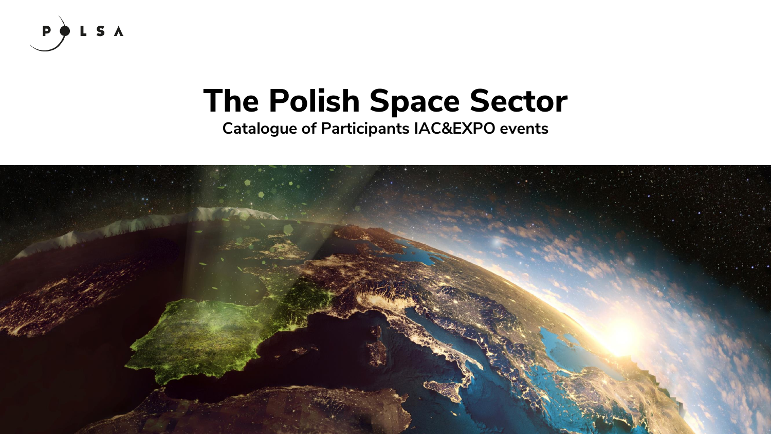P O L S A

# The Polish Space Sector

**Catalogue of Participants IAC&EXPO events**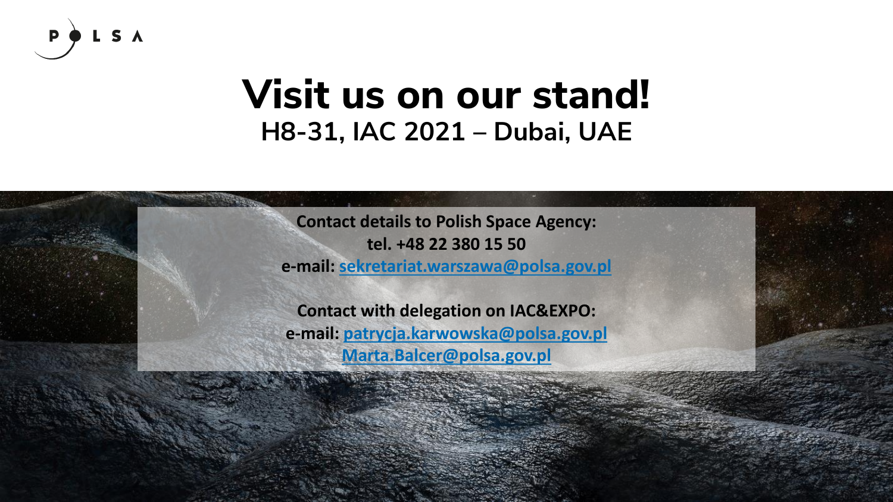# Visit us on our stand!

## H8-31, IAC 2021 – Dubai, UAE

**Contact details to Polish Space Agency:**
**tel. +48 22 380 15 50**
**e-mail: sekretariat.warszawa@polsa.gov.pl**

**Contact with delegation on IAC&EXPO:**
**e-mail: patrycja.karwowska@polsa.gov.pl**
**Marta.Balcer@polsa.gov.pl**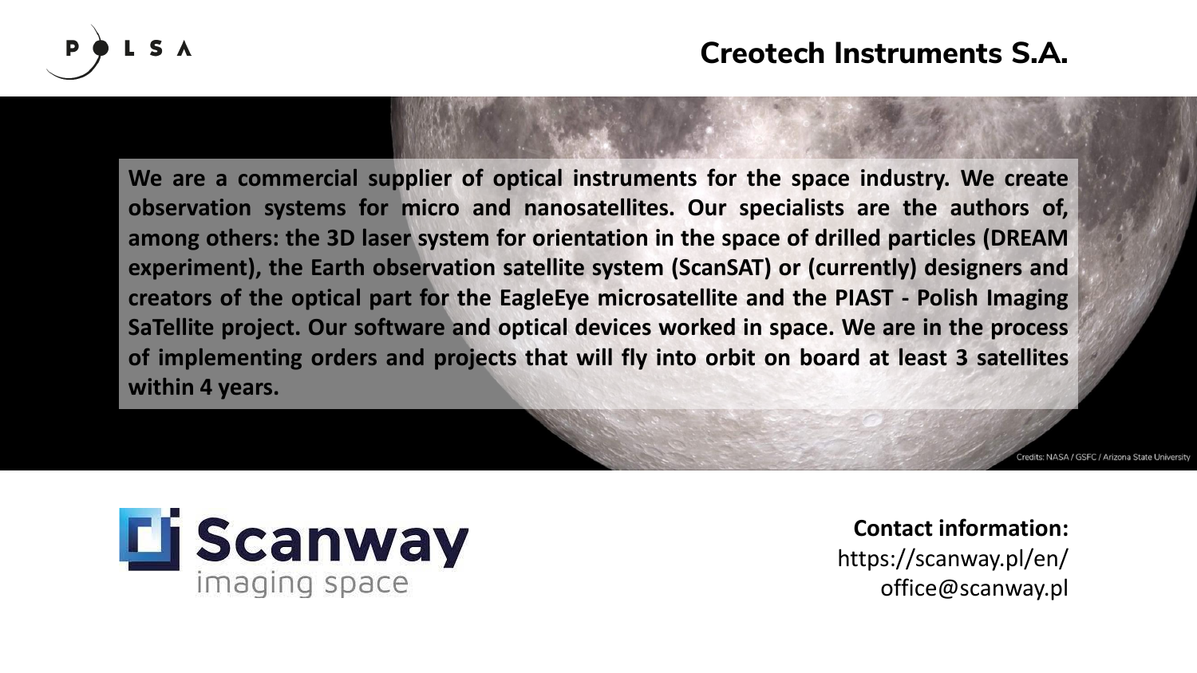# Creotech Instruments S.A.

**We are a commercial supplier of optical instruments for the space industry. We create observation systems for micro and nanosatellites. Our specialists are the authors of, among others: the 3D laser system for orientation in the space of drilled particles (DREAM experiment), the Earth observation satellite system (ScanSAT) or (currently) designers and creators of the optical part for the EagleEye microsatellite and the PIAST - Polish Imaging SaTellite project. Our software and optical devices worked in space. We are in the process of implementing orders and projects that will fly into orbit on board at least 3 satellites within 4 years.**

Credits: NASA / GSFC / Arizona State University

Scanway imaging space

**Contact information:**
https://scanway.pl/en/
office@scanway.pl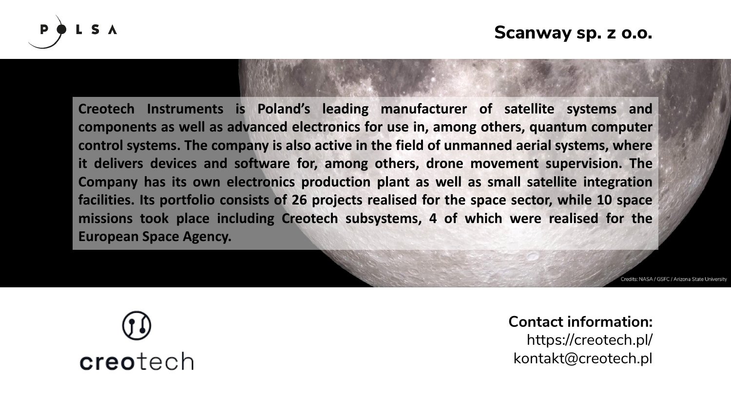# Scanway sp. z o.o.

**Creotech Instruments is Poland's leading manufacturer of satellite systems and components as well as advanced electronics for use in, among others, quantum computer control systems. The company is also active in the field of unmanned aerial systems, where it delivers devices and software for, among others, drone movement supervision. The Company has its own electronics production plant as well as small satellite integration facilities. Its portfolio consists of 26 projects realised for the space sector, while 10 space missions took place including Creotech subsystems, 4 of which were realised for the European Space Agency.**

Credits: NASA / GSFC / Arizona State University

creotech

**Contact information:**
https://creotech.pl/
kontakt@creotech.pl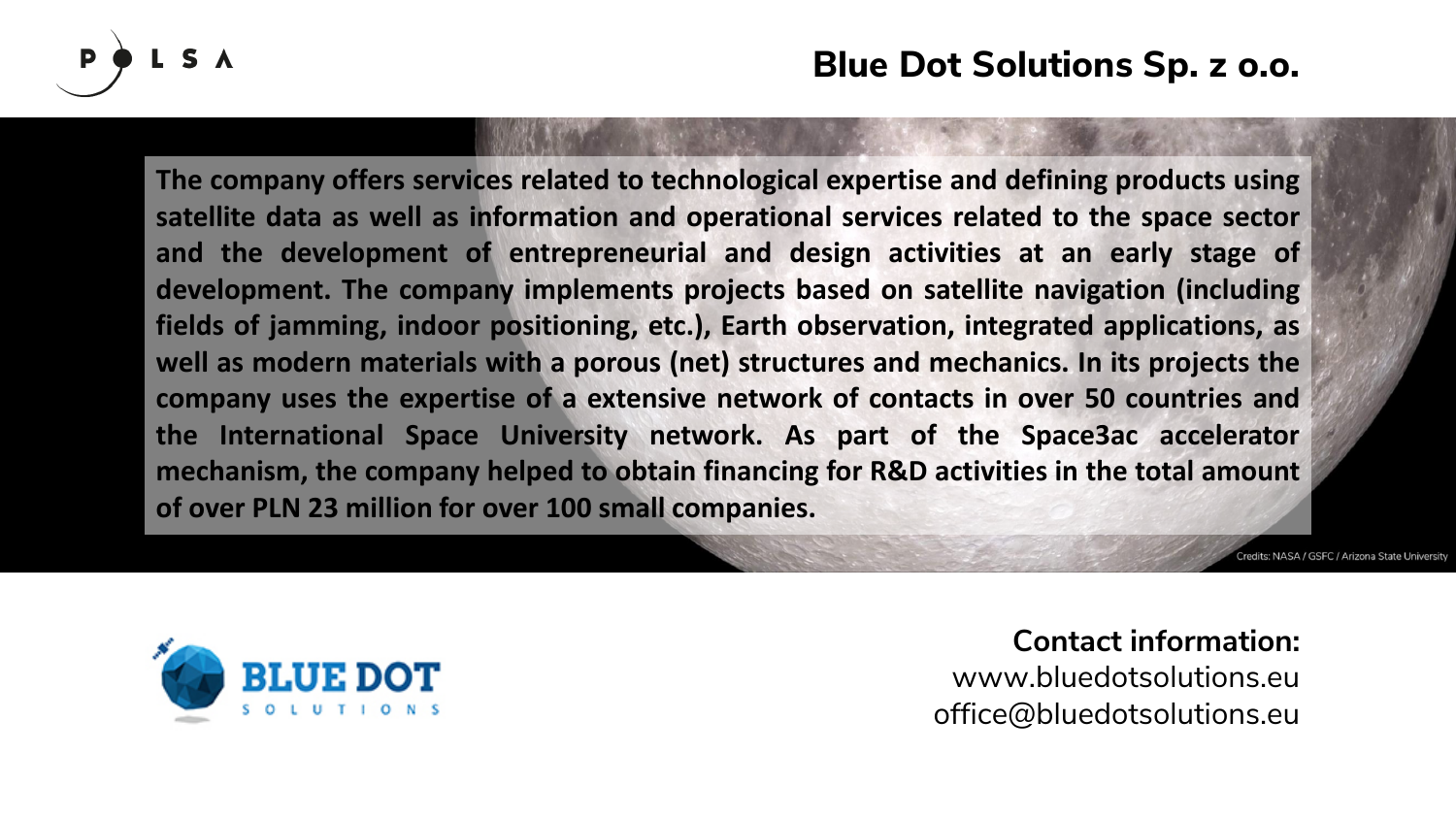# Blue Dot Solutions Sp. z o.o.

**The company offers services related to technological expertise and defining products using satellite data as well as information and operational services related to the space sector and the development of entrepreneurial and design activities at an early stage of development. The company implements projects based on satellite navigation (including fields of jamming, indoor positioning, etc.), Earth observation, integrated applications, as well as modern materials with a porous (net) structures and mechanics. In its projects the company uses the expertise of a extensive network of contacts in over 50 countries and the International Space University network. As part of the Space3ac accelerator mechanism, the company helped to obtain financing for R&D activities in the total amount of over PLN 23 million for over 100 small companies.**

Credits: NASA / GSFC / Arizona State University

**Contact information:**
www.bluedotsolutions.eu
office@bluedotsolutions.eu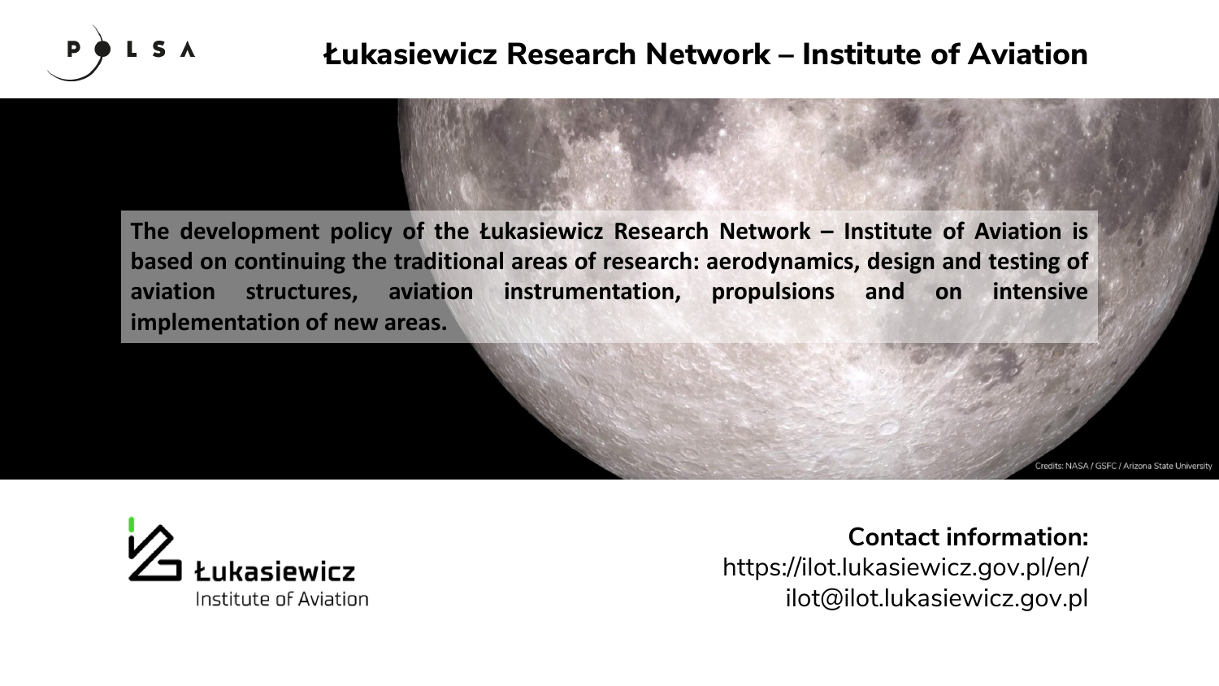# Łukasiewicz Research Network – Institute of Aviation

**The development policy of the Łukasiewicz Research Network – Institute of Aviation is based on continuing the traditional areas of research: aerodynamics, design and testing of aviation structures, aviation instrumentation, propulsions and on intensive implementation of new areas.**

Credits: NASA / GSFC / Arizona State University

Łukasiewicz
Institute of Aviation

**Contact information:**
https://ilot.lukasiewicz.gov.pl/en/
ilot@ilot.lukasiewicz.gov.pl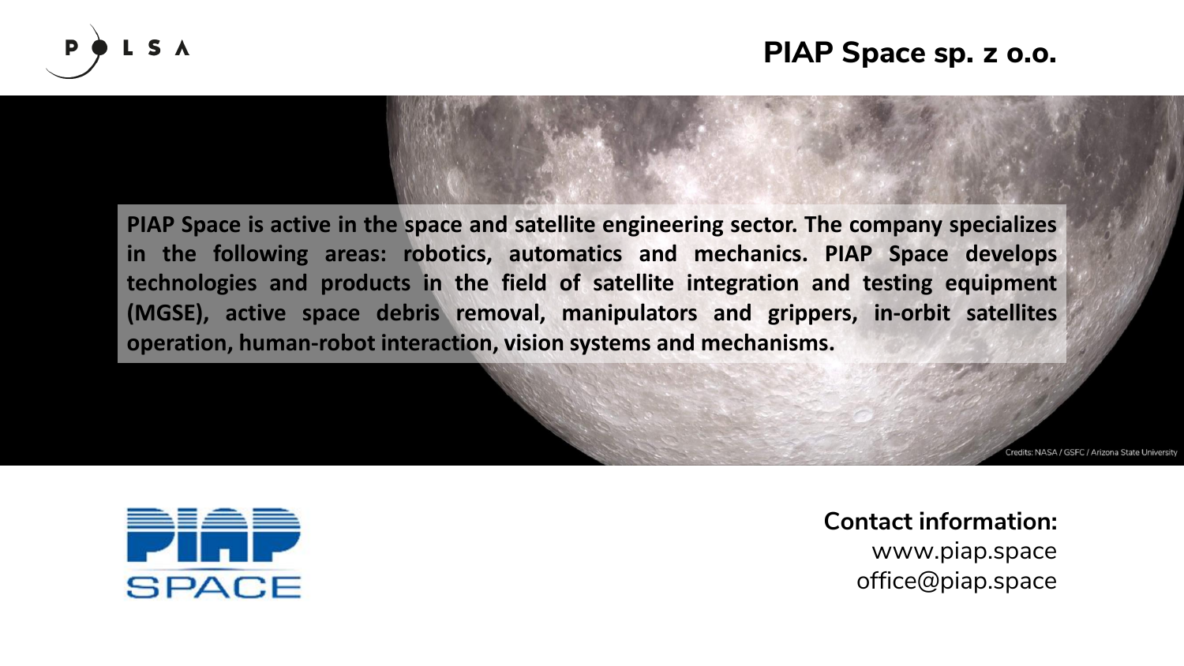# PIAP Space sp. z o.o.

**PIAP Space is active in the space and satellite engineering sector. The company specializes in the following areas: robotics, automatics and mechanics. PIAP Space develops technologies and products in the field of satellite integration and testing equipment (MGSE), active space debris removal, manipulators and grippers, in-orbit satellites operation, human-robot interaction, vision systems and mechanisms.**

Credits: NASA / GSFC / Arizona State University

**Contact information:**

www.piap.space

office@piap.space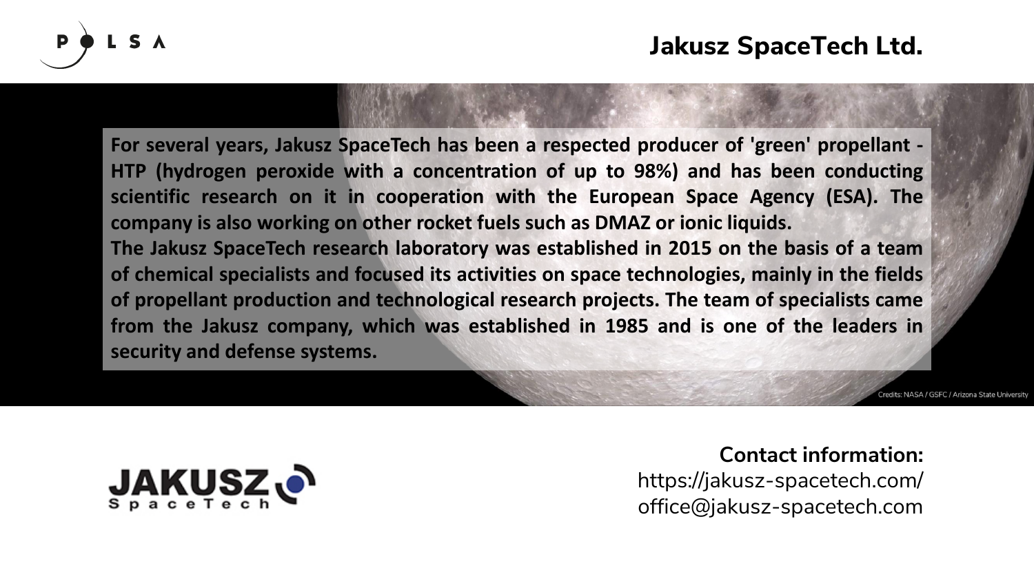# Jakusz SpaceTech Ltd.

**For several years, Jakusz SpaceTech has been a respected producer of 'green' propellant - HTP (hydrogen peroxide with a concentration of up to 98%) and has been conducting scientific research on it in cooperation with the European Space Agency (ESA). The company is also working on other rocket fuels such as DMAZ or ionic liquids.**
**The Jakusz SpaceTech research laboratory was established in 2015 on the basis of a team of chemical specialists and focused its activities on space technologies, mainly in the fields of propellant production and technological research projects. The team of specialists came from the Jakusz company, which was established in 1985 and is one of the leaders in security and defense systems.**

Credits: NASA / GSFC / Arizona State University

**Contact information:**
https://jakusz-spacetech.com/
office@jakusz-spacetech.com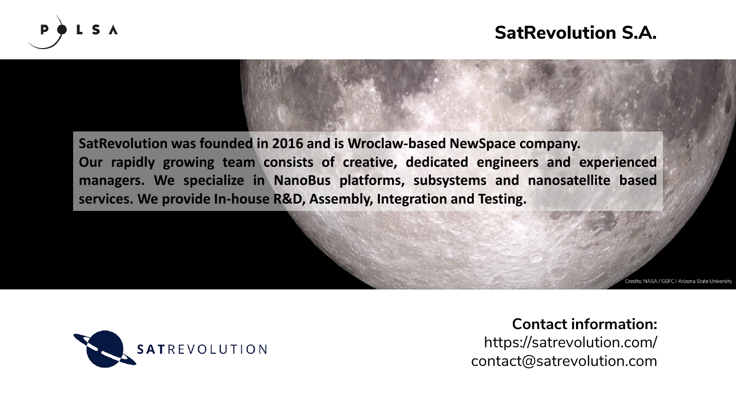# SatRevolution S.A.

**SatRevolution was founded in 2016 and is Wroclaw-based NewSpace company.**
**Our rapidly growing team consists of creative, dedicated engineers and experienced managers. We specialize in NanoBus platforms, subsystems and nanosatellite based services. We provide In-house R&D, Assembly, Integration and Testing.**

Credits: NASA / GSFC / Arizona State University

**Contact information:**
https://satrevolution.com/
contact@satrevolution.com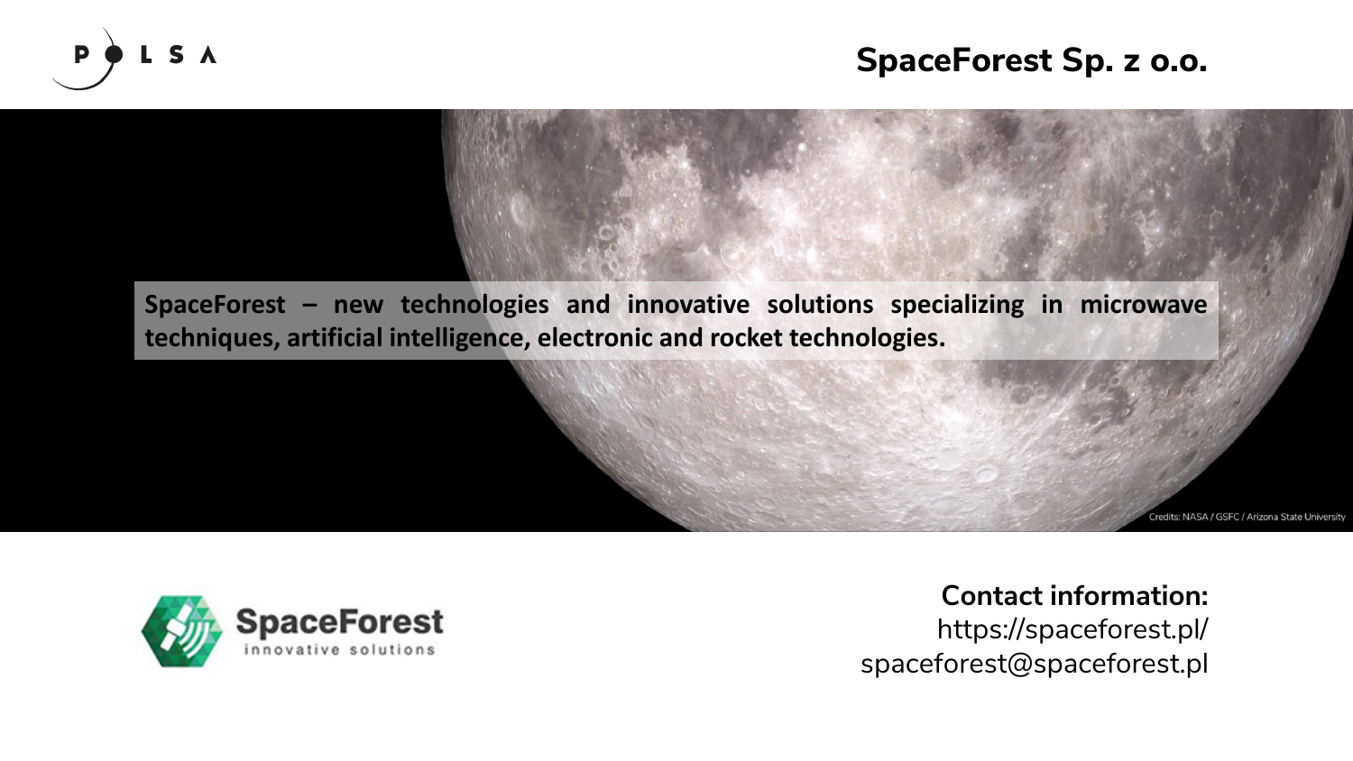# SpaceForest Sp. z o.o.

**SpaceForest – new technologies and innovative solutions specializing in microwave techniques, artificial intelligence, electronic and rocket technologies.**

Credits: NASA / GSFC / Arizona State University

**Contact information:**
https://spaceforest.pl/
spaceforest@spaceforest.pl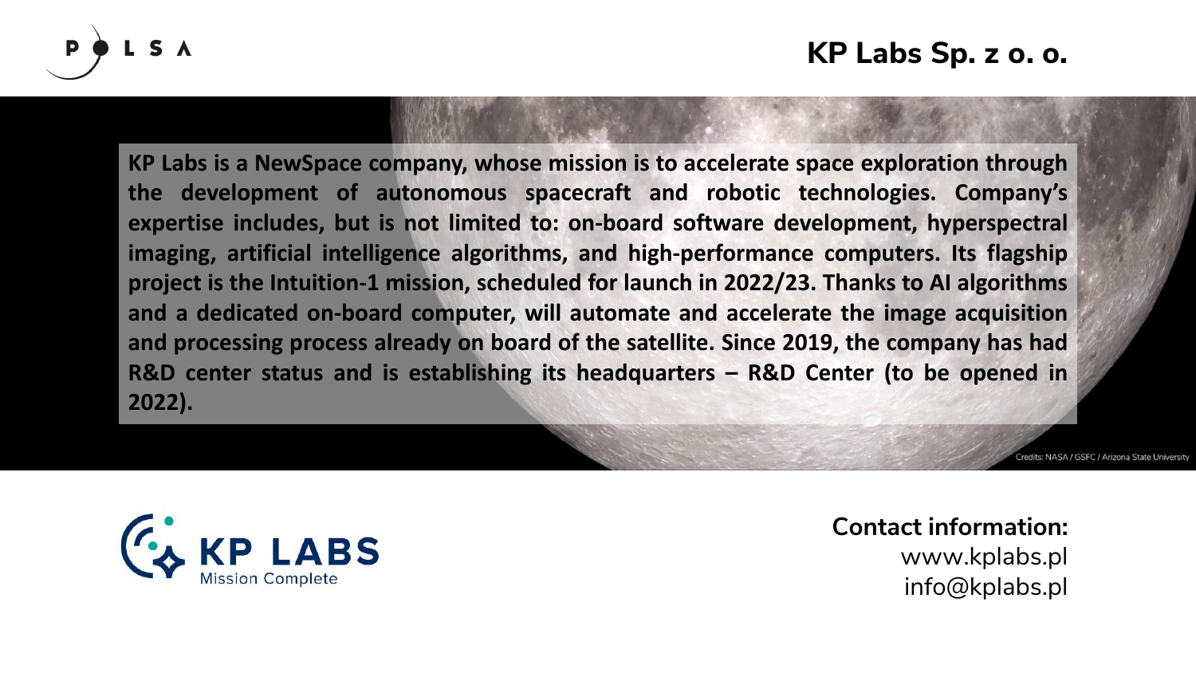# KP Labs Sp. z o. o.

**KP Labs is a NewSpace company, whose mission is to accelerate space exploration through the development of autonomous spacecraft and robotic technologies. Company's expertise includes, but is not limited to: on-board software development, hyperspectral imaging, artificial intelligence algorithms, and high-performance computers. Its flagship project is the Intuition-1 mission, scheduled for launch in 2022/23. Thanks to AI algorithms and a dedicated on-board computer, will automate and accelerate the image acquisition and processing process already on board of the satellite. Since 2019, the company has had R&D center status and is establishing its headquarters – R&D Center (to be opened in 2022).**

Credits: NASA / GSFC / Arizona State University

**Contact information:**
www.kplabs.pl
info@kplabs.pl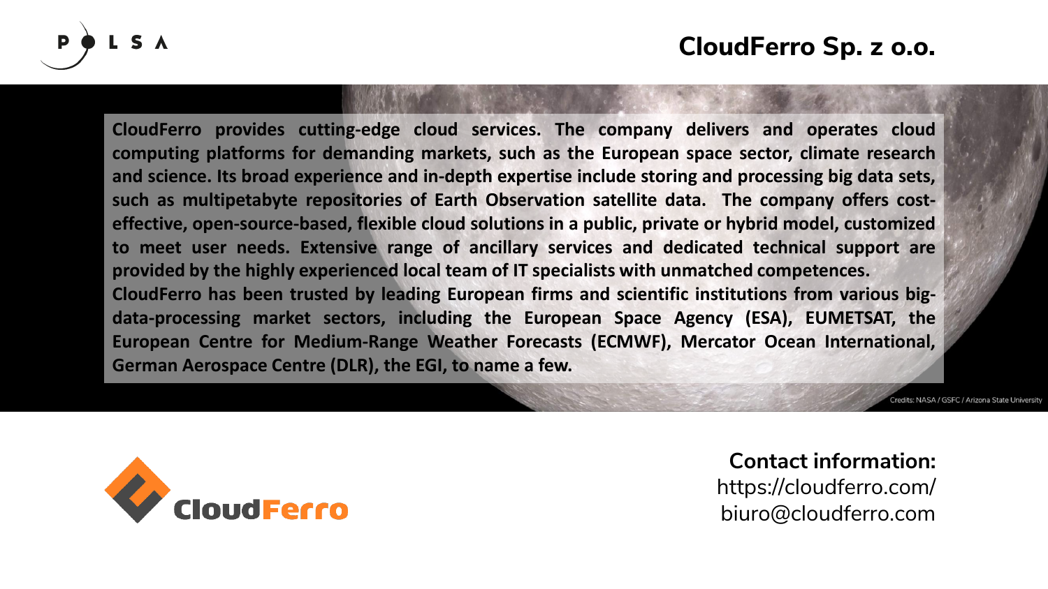# CloudFerro Sp. z o.o.

**CloudFerro provides cutting-edge cloud services. The company delivers and operates cloud computing platforms for demanding markets, such as the European space sector, climate research and science. Its broad experience and in-depth expertise include storing and processing big data sets, such as multipetabyte repositories of Earth Observation satellite data. The company offers cost-effective, open-source-based, flexible cloud solutions in a public, private or hybrid model, customized to meet user needs. Extensive range of ancillary services and dedicated technical support are provided by the highly experienced local team of IT specialists with unmatched competences.**

**CloudFerro has been trusted by leading European firms and scientific institutions from various big-data-processing market sectors, including the European Space Agency (ESA), EUMETSAT, the European Centre for Medium-Range Weather Forecasts (ECMWF), Mercator Ocean International, German Aerospace Centre (DLR), the EGI, to name a few.**

Credits: NASA / GSFC / Arizona State University

**Contact information:**

https://cloudferro.com/

biuro@cloudferro.com